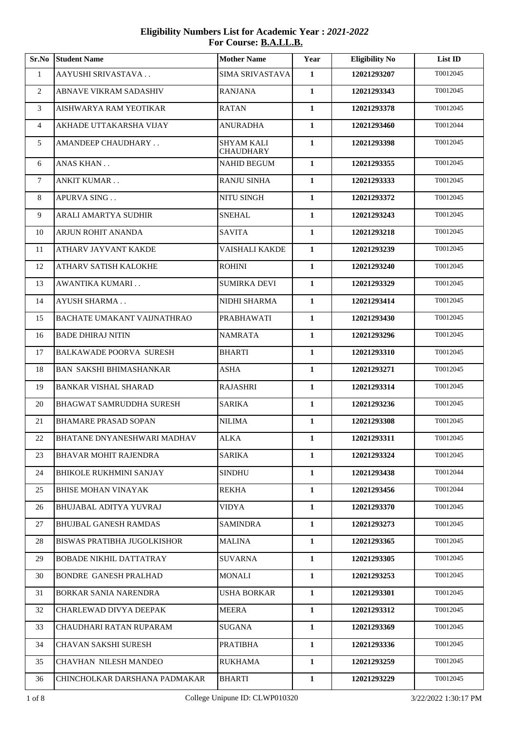**Eligibility Numbers List for Academic Year : *2021-2022***
**For Course: B.A.LL.B.**

| Sr.No | Student Name | Mother Name | Year | Eligibility No | List ID |
|---|---|---|---|---|---|
| 1 | AAYUSHI SRIVASTAVA . . | SIMA SRIVASTAVA | **1** | **12021293207** | T0012045 |
| 2 | ABNAVE VIKRAM SADASHIV | RANJANA | **1** | **12021293343** | T0012045 |
| 3 | AISHWARYA RAM YEOTIKAR | RATAN | **1** | **12021293378** | T0012045 |
| 4 | AKHADE UTTAKARSHA VIJAY | ANURADHA | **1** | **12021293460** | T0012044 |
| 5 | AMANDEEP CHAUDHARY . . | SHYAM KALI CHAUDHARY | **1** | **12021293398** | T0012045 |
| 6 | ANAS KHAN . . | NAHID BEGUM | **1** | **12021293355** | T0012045 |
| 7 | ANKIT KUMAR . . | RANJU SINHA | **1** | **12021293333** | T0012045 |
| 8 | APURVA SING . . | NITU SINGH | **1** | **12021293372** | T0012045 |
| 9 | ARALI AMARTYA SUDHIR | SNEHAL | **1** | **12021293243** | T0012045 |
| 10 | ARJUN ROHIT ANANDA | SAVITA | **1** | **12021293218** | T0012045 |
| 11 | ATHARV JAYVANT KAKDE | VAISHALI KAKDE | **1** | **12021293239** | T0012045 |
| 12 | ATHARV SATISH KALOKHE | ROHINI | **1** | **12021293240** | T0012045 |
| 13 | AWANTIKA KUMARI . . | SUMIRKA DEVI | **1** | **12021293329** | T0012045 |
| 14 | AYUSH SHARMA . . | NIDHI SHARMA | **1** | **12021293414** | T0012045 |
| 15 | BACHATE UMAKANT VAIJNATHRAO | PRABHAWATI | **1** | **12021293430** | T0012045 |
| 16 | BADE DHIRAJ NITIN | NAMRATA | **1** | **12021293296** | T0012045 |
| 17 | BALKAWADE POORVA SURESH | BHARTI | **1** | **12021293310** | T0012045 |
| 18 | BAN SAKSHI BHIMASHANKAR | ASHA | **1** | **12021293271** | T0012045 |
| 19 | BANKAR VISHAL SHARAD | RAJASHRI | **1** | **12021293314** | T0012045 |
| 20 | BHAGWAT SAMRUDDHA SURESH | SARIKA | **1** | **12021293236** | T0012045 |
| 21 | BHAMARE PRASAD SOPAN | NILIMA | **1** | **12021293308** | T0012045 |
| 22 | BHATANE DNYANESHWARI MADHAV | ALKA | **1** | **12021293311** | T0012045 |
| 23 | BHAVAR MOHIT RAJENDRA | SARIKA | **1** | **12021293324** | T0012045 |
| 24 | BHIKOLE RUKHMINI SANJAY | SINDHU | **1** | **12021293438** | T0012044 |
| 25 | BHISE MOHAN VINAYAK | REKHA | **1** | **12021293456** | T0012044 |
| 26 | BHUJABAL ADITYA YUVRAJ | VIDYA | **1** | **12021293370** | T0012045 |
| 27 | BHUJBAL GANESH RAMDAS | SAMINDRA | **1** | **12021293273** | T0012045 |
| 28 | BISWAS PRATIBHA JUGOLKISHOR | MALINA | **1** | **12021293365** | T0012045 |
| 29 | BOBADE NIKHIL DATTATRAY | SUVARNA | **1** | **12021293305** | T0012045 |
| 30 | BONDRE GANESH PRALHAD | MONALI | **1** | **12021293253** | T0012045 |
| 31 | BORKAR SANIA NARENDRA | USHA BORKAR | **1** | **12021293301** | T0012045 |
| 32 | CHARLEWAD DIVYA DEEPAK | MEERA | **1** | **12021293312** | T0012045 |
| 33 | CHAUDHARI RATAN RUPARAM | SUGANA | **1** | **12021293369** | T0012045 |
| 34 | CHAVAN SAKSHI SURESH | PRATIBHA | **1** | **12021293336** | T0012045 |
| 35 | CHAVHAN NILESH MANDEO | RUKHAMA | **1** | **12021293259** | T0012045 |
| 36 | CHINCHOLKAR DARSHANA PADMAKAR | BHARTI | **1** | **12021293229** | T0012045 |

College Unipune ID: CLWP010320 | 3/22/2022 1:30:17 PM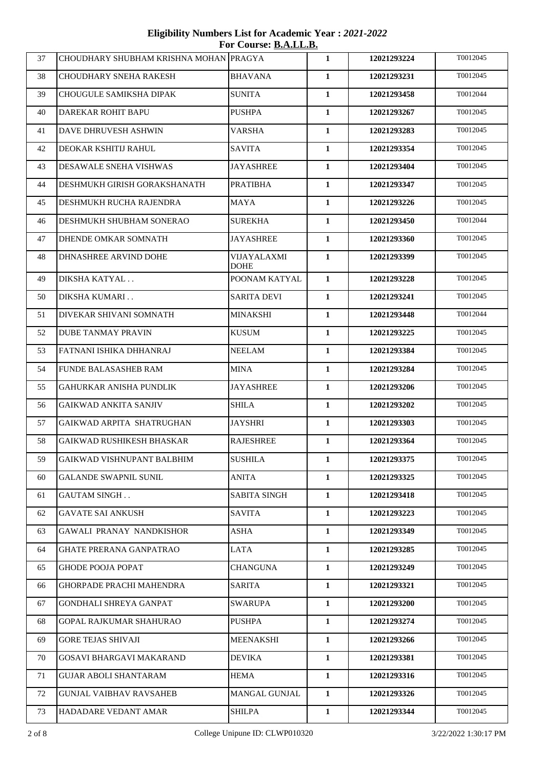**Eligibility Numbers List for Academic Year : *2021-2022***
**For Course: B.A.LL.B.**

| | | | | | |
|---|---|---|---|---|---|
| 37 | CHOUDHARY SHUBHAM KRISHNA MOHAN | PRAGYA | 1 | 12021293224 | T0012045 |
| 38 | CHOUDHARY SNEHA RAKESH | BHAVANA | 1 | 12021293231 | T0012045 |
| 39 | CHOUGULE SAMIKSHA DIPAK | SUNITA | 1 | 12021293458 | T0012044 |
| 40 | DAREKAR ROHIT BAPU | PUSHPA | 1 | 12021293267 | T0012045 |
| 41 | DAVE DHRUVESH ASHWIN | VARSHA | 1 | 12021293283 | T0012045 |
| 42 | DEOKAR KSHITIJ RAHUL | SAVITA | 1 | 12021293354 | T0012045 |
| 43 | DESAWALE SNEHA VISHWAS | JAYASHREE | 1 | 12021293404 | T0012045 |
| 44 | DESHMUKH GIRISH GORAKSHANATH | PRATIBHA | 1 | 12021293347 | T0012045 |
| 45 | DESHMUKH RUCHA RAJENDRA | MAYA | 1 | 12021293226 | T0012045 |
| 46 | DESHMUKH SHUBHAM SONERAO | SUREKHA | 1 | 12021293450 | T0012044 |
| 47 | DHENDE OMKAR SOMNATH | JAYASHREE | 1 | 12021293360 | T0012045 |
| 48 | DHNASHREE ARVIND DOHE | VIJAYALAXMI DOHE | 1 | 12021293399 | T0012045 |
| 49 | DIKSHA KATYAL . . | POONAM KATYAL | 1 | 12021293228 | T0012045 |
| 50 | DIKSHA KUMARI . . | SARITA DEVI | 1 | 12021293241 | T0012045 |
| 51 | DIVEKAR SHIVANI SOMNATH | MINAKSHI | 1 | 12021293448 | T0012044 |
| 52 | DUBE TANMAY PRAVIN | KUSUM | 1 | 12021293225 | T0012045 |
| 53 | FATNANI ISHIKA DHHANRAJ | NEELAM | 1 | 12021293384 | T0012045 |
| 54 | FUNDE BALASASHEB RAM | MINA | 1 | 12021293284 | T0012045 |
| 55 | GAHURKAR ANISHA PUNDLIK | JAYASHREE | 1 | 12021293206 | T0012045 |
| 56 | GAIKWAD ANKITA SANJIV | SHILA | 1 | 12021293202 | T0012045 |
| 57 | GAIKWAD ARPITA SHATRUGHAN | JAYSHRI | 1 | 12021293303 | T0012045 |
| 58 | GAIKWAD RUSHIKESH BHASKAR | RAJESHREE | 1 | 12021293364 | T0012045 |
| 59 | GAIKWAD VISHNUPANT BALBHIM | SUSHILA | 1 | 12021293375 | T0012045 |
| 60 | GALANDE SWAPNIL SUNIL | ANITA | 1 | 12021293325 | T0012045 |
| 61 | GAUTAM SINGH . . | SABITA SINGH | 1 | 12021293418 | T0012045 |
| 62 | GAVATE SAI ANKUSH | SAVITA | 1 | 12021293223 | T0012045 |
| 63 | GAWALI PRANAY NANDKISHOR | ASHA | 1 | 12021293349 | T0012045 |
| 64 | GHATE PRERANA GANPATRAO | LATA | 1 | 12021293285 | T0012045 |
| 65 | GHODE POOJA POPAT | CHANGUNA | 1 | 12021293249 | T0012045 |
| 66 | GHORPADE PRACHI MAHENDRA | SARITA | 1 | 12021293321 | T0012045 |
| 67 | GONDHALI SHREYA GANPAT | SWARUPA | 1 | 12021293200 | T0012045 |
| 68 | GOPAL RAJKUMAR SHAHURAO | PUSHPA | 1 | 12021293274 | T0012045 |
| 69 | GORE TEJAS SHIVAJI | MEENAKSHI | 1 | 12021293266 | T0012045 |
| 70 | GOSAVI BHARGAVI MAKARAND | DEVIKA | 1 | 12021293381 | T0012045 |
| 71 | GUJAR ABOLI SHANTARAM | HEMA | 1 | 12021293316 | T0012045 |
| 72 | GUNJAL VAIBHAV RAVSAHEB | MANGAL GUNJAL | 1 | 12021293326 | T0012045 |
| 73 | HADADARE VEDANT AMAR | SHILPA | 1 | 12021293344 | T0012045 |

College Unipune ID: CLWP010320 3/22/2022 1:30:17 PM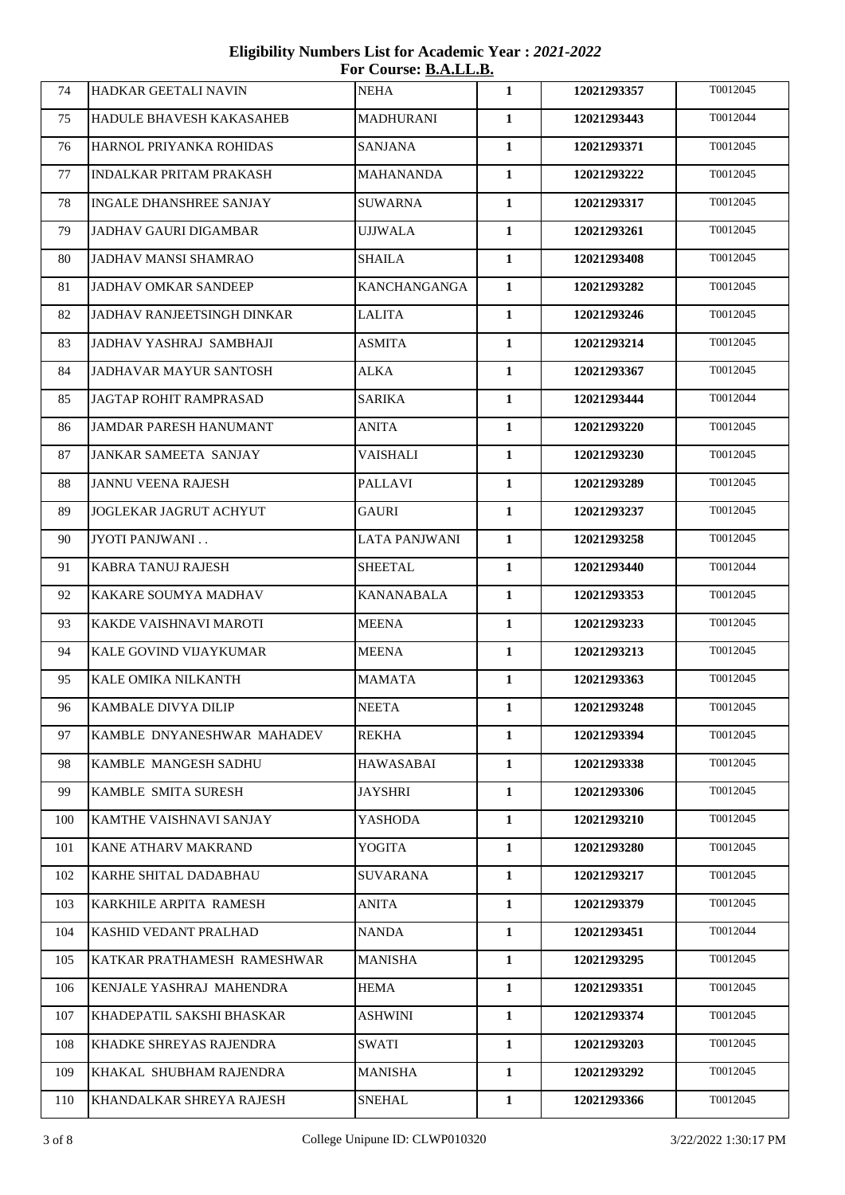**Eligibility Numbers List for Academic Year : *2021-2022***
**For Course: B.A.LL.B.**

| | | | | | |
|---|---|---|---|---|---|
| 74 | HADKAR GEETALI NAVIN | NEHA | **1** | **12021293357** | T0012045 |
| 75 | HADULE BHAVESH KAKASAHEB | MADHURANI | **1** | **12021293443** | T0012044 |
| 76 | HARNOL PRIYANKA ROHIDAS | SANJANA | **1** | **12021293371** | T0012045 |
| 77 | INDALKAR PRITAM PRAKASH | MAHANANDA | **1** | **12021293222** | T0012045 |
| 78 | INGALE DHANSHREE SANJAY | SUWARNA | **1** | **12021293317** | T0012045 |
| 79 | JADHAV GAURI DIGAMBAR | UJJWALA | **1** | **12021293261** | T0012045 |
| 80 | JADHAV MANSI SHAMRAO | SHAILA | **1** | **12021293408** | T0012045 |
| 81 | JADHAV OMKAR SANDEEP | KANCHANGANGA | **1** | **12021293282** | T0012045 |
| 82 | JADHAV RANJEETSINGH DINKAR | LALITA | **1** | **12021293246** | T0012045 |
| 83 | JADHAV YASHRAJ SAMBHAJI | ASMITA | **1** | **12021293214** | T0012045 |
| 84 | JADHAVAR MAYUR SANTOSH | ALKA | **1** | **12021293367** | T0012045 |
| 85 | JAGTAP ROHIT RAMPRASAD | SARIKA | **1** | **12021293444** | T0012044 |
| 86 | JAMDAR PARESH HANUMANT | ANITA | **1** | **12021293220** | T0012045 |
| 87 | JANKAR SAMEETA SANJAY | VAISHALI | **1** | **12021293230** | T0012045 |
| 88 | JANNU VEENA RAJESH | PALLAVI | **1** | **12021293289** | T0012045 |
| 89 | JOGLEKAR JAGRUT ACHYUT | GAURI | **1** | **12021293237** | T0012045 |
| 90 | JYOTI PANJWANI . . | LATA PANJWANI | **1** | **12021293258** | T0012045 |
| 91 | KABRA TANUJ RAJESH | SHEETAL | **1** | **12021293440** | T0012044 |
| 92 | KAKARE SOUMYA MADHAV | KANANABALA | **1** | **12021293353** | T0012045 |
| 93 | KAKDE VAISHNAVI MAROTI | MEENA | **1** | **12021293233** | T0012045 |
| 94 | KALE GOVIND VIJAYKUMAR | MEENA | **1** | **12021293213** | T0012045 |
| 95 | KALE OMIKA NILKANTH | MAMATA | **1** | **12021293363** | T0012045 |
| 96 | KAMBALE DIVYA DILIP | NEETA | **1** | **12021293248** | T0012045 |
| 97 | KAMBLE DNYANESHWAR MAHADEV | REKHA | **1** | **12021293394** | T0012045 |
| 98 | KAMBLE MANGESH SADHU | HAWASABAI | **1** | **12021293338** | T0012045 |
| 99 | KAMBLE SMITA SURESH | JAYSHRI | **1** | **12021293306** | T0012045 |
| 100 | KAMTHE VAISHNAVI SANJAY | YASHODA | **1** | **12021293210** | T0012045 |
| 101 | KANE ATHARV MAKRAND | YOGITA | **1** | **12021293280** | T0012045 |
| 102 | KARHE SHITAL DADABHAU | SUVARANA | **1** | **12021293217** | T0012045 |
| 103 | KARKHILE ARPITA RAMESH | ANITA | **1** | **12021293379** | T0012045 |
| 104 | KASHID VEDANT PRALHAD | NANDA | **1** | **12021293451** | T0012044 |
| 105 | KATKAR PRATHAMESH RAMESHWAR | MANISHA | **1** | **12021293295** | T0012045 |
| 106 | KENJALE YASHRAJ MAHENDRA | HEMA | **1** | **12021293351** | T0012045 |
| 107 | KHADEPATIL SAKSHI BHASKAR | ASHWINI | **1** | **12021293374** | T0012045 |
| 108 | KHADKE SHREYAS RAJENDRA | SWATI | **1** | **12021293203** | T0012045 |
| 109 | KHAKAL SHUBHAM RAJENDRA | MANISHA | **1** | **12021293292** | T0012045 |
| 110 | KHANDALKAR SHREYA RAJESH | SNEHAL | **1** | **12021293366** | T0012045 |

College Unipune ID: CLWP010320 3/22/2022 1:30:17 PM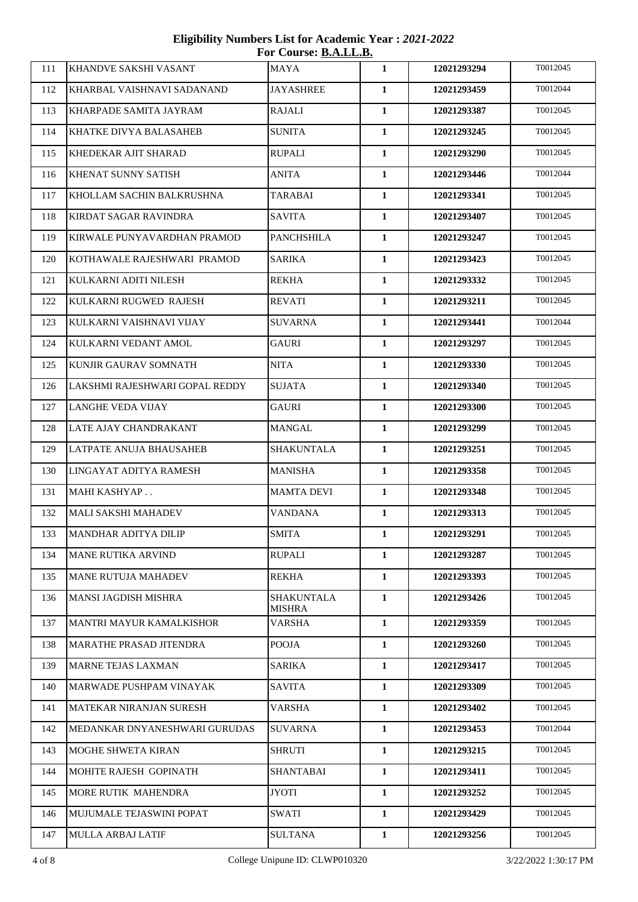**Eligibility Numbers List for Academic Year : *2021-2022***
**For Course: B.A.LL.B.**

| | | | | | |
|---|---|---|---|---|---|
| 111 | KHANDVE SAKSHI VASANT | MAYA | **1** | **12021293294** | T0012045 |
| 112 | KHARBAL VAISHNAVI SADANAND | JAYASHREE | **1** | **12021293459** | T0012044 |
| 113 | KHARPADE SAMITA JAYRAM | RAJALI | **1** | **12021293387** | T0012045 |
| 114 | KHATKE DIVYA BALASAHEB | SUNITA | **1** | **12021293245** | T0012045 |
| 115 | KHEDEKAR AJIT SHARAD | RUPALI | **1** | **12021293290** | T0012045 |
| 116 | KHENAT SUNNY SATISH | ANITA | **1** | **12021293446** | T0012044 |
| 117 | KHOLLAM SACHIN BALKRUSHNA | TARABAI | **1** | **12021293341** | T0012045 |
| 118 | KIRDAT SAGAR RAVINDRA | SAVITA | **1** | **12021293407** | T0012045 |
| 119 | KIRWALE PUNYAVARDHAN PRAMOD | PANCHSHILA | **1** | **12021293247** | T0012045 |
| 120 | KOTHAWALE RAJESHWARI PRAMOD | SARIKA | **1** | **12021293423** | T0012045 |
| 121 | KULKARNI ADITI NILESH | REKHA | **1** | **12021293332** | T0012045 |
| 122 | KULKARNI RUGWED RAJESH | REVATI | **1** | **12021293211** | T0012045 |
| 123 | KULKARNI VAISHNAVI VIJAY | SUVARNA | **1** | **12021293441** | T0012044 |
| 124 | KULKARNI VEDANT AMOL | GAURI | **1** | **12021293297** | T0012045 |
| 125 | KUNJIR GAURAV SOMNATH | NITA | **1** | **12021293330** | T0012045 |
| 126 | LAKSHMI RAJESHWARI GOPAL REDDY | SUJATA | **1** | **12021293340** | T0012045 |
| 127 | LANGHE VEDA VIJAY | GAURI | **1** | **12021293300** | T0012045 |
| 128 | LATE AJAY CHANDRAKANT | MANGAL | **1** | **12021293299** | T0012045 |
| 129 | LATPATE ANUJA BHAUSAHEB | SHAKUNTALA | **1** | **12021293251** | T0012045 |
| 130 | LINGAYAT ADITYA RAMESH | MANISHA | **1** | **12021293358** | T0012045 |
| 131 | MAHI KASHYAP . . | MAMTA DEVI | **1** | **12021293348** | T0012045 |
| 132 | MALI SAKSHI MAHADEV | VANDANA | **1** | **12021293313** | T0012045 |
| 133 | MANDHAR ADITYA DILIP | SMITA | **1** | **12021293291** | T0012045 |
| 134 | MANE RUTIKA ARVIND | RUPALI | **1** | **12021293287** | T0012045 |
| 135 | MANE RUTUJA MAHADEV | REKHA | **1** | **12021293393** | T0012045 |
| 136 | MANSI JAGDISH MISHRA | SHAKUNTALA MISHRA | **1** | **12021293426** | T0012045 |
| 137 | MANTRI MAYUR KAMALKISHOR | VARSHA | **1** | **12021293359** | T0012045 |
| 138 | MARATHE PRASAD JITENDRA | POOJA | **1** | **12021293260** | T0012045 |
| 139 | MARNE TEJAS LAXMAN | SARIKA | **1** | **12021293417** | T0012045 |
| 140 | MARWADE PUSHPAM VINAYAK | SAVITA | **1** | **12021293309** | T0012045 |
| 141 | MATEKAR NIRANJAN SURESH | VARSHA | **1** | **12021293402** | T0012045 |
| 142 | MEDANKAR DNYANESHWARI GURUDAS | SUVARNA | **1** | **12021293453** | T0012044 |
| 143 | MOGHE SHWETA KIRAN | SHRUTI | **1** | **12021293215** | T0012045 |
| 144 | MOHITE RAJESH GOPINATH | SHANTABAI | **1** | **12021293411** | T0012045 |
| 145 | MORE RUTIK MAHENDRA | JYOTI | **1** | **12021293252** | T0012045 |
| 146 | MUJUMALE TEJASWINI POPAT | SWATI | **1** | **12021293429** | T0012045 |
| 147 | MULLA ARBAJ LATIF | SULTANA | **1** | **12021293256** | T0012045 |

College Unipune ID: CLWP010320

3/22/2022 1:30:17 PM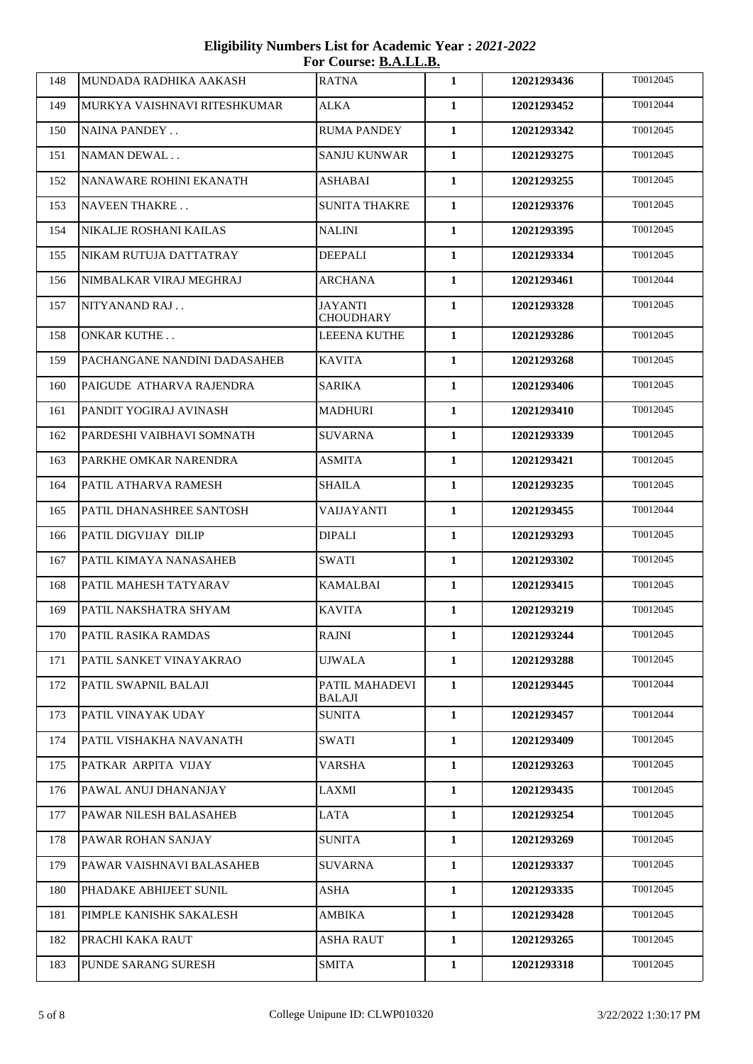**Eligibility Numbers List for Academic Year : *2021-2022***
**For Course: B.A.LL.B.**

| | | | | | |
|---|---|---|---|---|---|
| 148 | MUNDADA RADHIKA AAKASH | RATNA | 1 | 12021293436 | T0012045 |
| 149 | MURKYA VAISHNAVI RITESHKUMAR | ALKA | 1 | 12021293452 | T0012044 |
| 150 | NAINA PANDEY . . | RUMA PANDEY | 1 | 12021293342 | T0012045 |
| 151 | NAMAN DEWAL . . | SANJU KUNWAR | 1 | 12021293275 | T0012045 |
| 152 | NANAWARE ROHINI EKANATH | ASHABAI | 1 | 12021293255 | T0012045 |
| 153 | NAVEEN THAKRE . . | SUNITA THAKRE | 1 | 12021293376 | T0012045 |
| 154 | NIKALJE ROSHANI KAILAS | NALINI | 1 | 12021293395 | T0012045 |
| 155 | NIKAM RUTUJA DATTATRAY | DEEPALI | 1 | 12021293334 | T0012045 |
| 156 | NIMBALKAR VIRAJ MEGHRAJ | ARCHANA | 1 | 12021293461 | T0012044 |
| 157 | NITYANAND RAJ . . | JAYANTI CHOUDHARY | 1 | 12021293328 | T0012045 |
| 158 | ONKAR KUTHE . . | LEEENA KUTHE | 1 | 12021293286 | T0012045 |
| 159 | PACHANGANE NANDINI DADASAHEB | KAVITA | 1 | 12021293268 | T0012045 |
| 160 | PAIGUDE ATHARVA RAJENDRA | SARIKA | 1 | 12021293406 | T0012045 |
| 161 | PANDIT YOGIRAJ AVINASH | MADHURI | 1 | 12021293410 | T0012045 |
| 162 | PARDESHI VAIBHAVI SOMNATH | SUVARNA | 1 | 12021293339 | T0012045 |
| 163 | PARKHE OMKAR NARENDRA | ASMITA | 1 | 12021293421 | T0012045 |
| 164 | PATIL ATHARVA RAMESH | SHAILA | 1 | 12021293235 | T0012045 |
| 165 | PATIL DHANASHREE SANTOSH | VAIJAYANTI | 1 | 12021293455 | T0012044 |
| 166 | PATIL DIGVIJAY DILIP | DIPALI | 1 | 12021293293 | T0012045 |
| 167 | PATIL KIMAYA NANASAHEB | SWATI | 1 | 12021293302 | T0012045 |
| 168 | PATIL MAHESH TATYARAV | KAMALBAI | 1 | 12021293415 | T0012045 |
| 169 | PATIL NAKSHATRA SHYAM | KAVITA | 1 | 12021293219 | T0012045 |
| 170 | PATIL RASIKA RAMDAS | RAJNI | 1 | 12021293244 | T0012045 |
| 171 | PATIL SANKET VINAYAKRAO | UJWALA | 1 | 12021293288 | T0012045 |
| 172 | PATIL SWAPNIL BALAJI | PATIL MAHADEVI BALAJI | 1 | 12021293445 | T0012044 |
| 173 | PATIL VINAYAK UDAY | SUNITA | 1 | 12021293457 | T0012044 |
| 174 | PATIL VISHAKHA NAVANATH | SWATI | 1 | 12021293409 | T0012045 |
| 175 | PATKAR ARPITA VIJAY | VARSHA | 1 | 12021293263 | T0012045 |
| 176 | PAWAL ANUJ DHANANJAY | LAXMI | 1 | 12021293435 | T0012045 |
| 177 | PAWAR NILESH BALASAHEB | LATA | 1 | 12021293254 | T0012045 |
| 178 | PAWAR ROHAN SANJAY | SUNITA | 1 | 12021293269 | T0012045 |
| 179 | PAWAR VAISHNAVI BALASAHEB | SUVARNA | 1 | 12021293337 | T0012045 |
| 180 | PHADAKE ABHIJEET SUNIL | ASHA | 1 | 12021293335 | T0012045 |
| 181 | PIMPLE KANISHK SAKALESH | AMBIKA | 1 | 12021293428 | T0012045 |
| 182 | PRACHI KAKA RAUT | ASHA RAUT | 1 | 12021293265 | T0012045 |
| 183 | PUNDE SARANG SURESH | SMITA | 1 | 12021293318 | T0012045 |

College Unipune ID: CLWP010320 3/22/2022 1:30:17 PM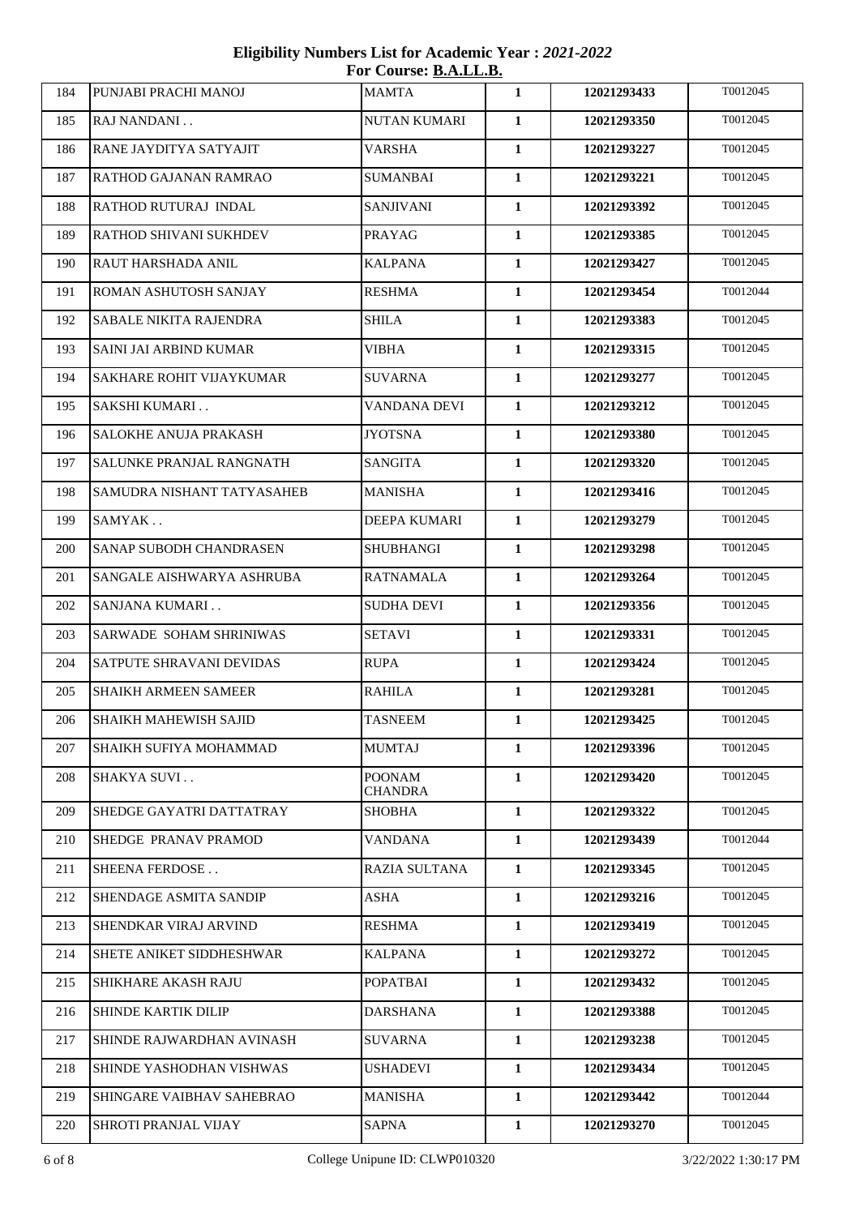**Eligibility Numbers List for Academic Year : *2021-2022***
**For Course: B.A.LL.B.**

| | | | | | |
|---|---|---|---|---|---|
| 184 | PUNJABI PRACHI MANOJ | MAMTA | 1 | 12021293433 | T0012045 |
| 185 | RAJ NANDANI . . | NUTAN KUMARI | 1 | 12021293350 | T0012045 |
| 186 | RANE JAYDITYA SATYAJIT | VARSHA | 1 | 12021293227 | T0012045 |
| 187 | RATHOD GAJANAN RAMRAO | SUMANBAI | 1 | 12021293221 | T0012045 |
| 188 | RATHOD RUTURAJ INDAL | SANJIVANI | 1 | 12021293392 | T0012045 |
| 189 | RATHOD SHIVANI SUKHDEV | PRAYAG | 1 | 12021293385 | T0012045 |
| 190 | RAUT HARSHADA ANIL | KALPANA | 1 | 12021293427 | T0012045 |
| 191 | ROMAN ASHUTOSH SANJAY | RESHMA | 1 | 12021293454 | T0012044 |
| 192 | SABALE NIKITA RAJENDRA | SHILA | 1 | 12021293383 | T0012045 |
| 193 | SAINI JAI ARBIND KUMAR | VIBHA | 1 | 12021293315 | T0012045 |
| 194 | SAKHARE ROHIT VIJAYKUMAR | SUVARNA | 1 | 12021293277 | T0012045 |
| 195 | SAKSHI KUMARI . . | VANDANA DEVI | 1 | 12021293212 | T0012045 |
| 196 | SALOKHE ANUJA PRAKASH | JYOTSNA | 1 | 12021293380 | T0012045 |
| 197 | SALUNKE PRANJAL RANGNATH | SANGITA | 1 | 12021293320 | T0012045 |
| 198 | SAMUDRA NISHANT TATYASAHEB | MANISHA | 1 | 12021293416 | T0012045 |
| 199 | SAMYAK . . | DEEPA KUMARI | 1 | 12021293279 | T0012045 |
| 200 | SANAP SUBODH CHANDRASEN | SHUBHANGI | 1 | 12021293298 | T0012045 |
| 201 | SANGALE AISHWARYA ASHRUBA | RATNAMALA | 1 | 12021293264 | T0012045 |
| 202 | SANJANA KUMARI . . | SUDHA DEVI | 1 | 12021293356 | T0012045 |
| 203 | SARWADE SOHAM SHRINIWAS | SETAVI | 1 | 12021293331 | T0012045 |
| 204 | SATPUTE SHRAVANI DEVIDAS | RUPA | 1 | 12021293424 | T0012045 |
| 205 | SHAIKH ARMEEN SAMEER | RAHILA | 1 | 12021293281 | T0012045 |
| 206 | SHAIKH MAHEWISH SAJID | TASNEEM | 1 | 12021293425 | T0012045 |
| 207 | SHAIKH SUFIYA MOHAMMAD | MUMTAJ | 1 | 12021293396 | T0012045 |
| 208 | SHAKYA SUVI . . | POONAM CHANDRA | 1 | 12021293420 | T0012045 |
| 209 | SHEDGE GAYATRI DATTATRAY | SHOBHA | 1 | 12021293322 | T0012045 |
| 210 | SHEDGE PRANAV PRAMOD | VANDANA | 1 | 12021293439 | T0012044 |
| 211 | SHEENA FERDOSE . . | RAZIA SULTANA | 1 | 12021293345 | T0012045 |
| 212 | SHENDAGE ASMITA SANDIP | ASHA | 1 | 12021293216 | T0012045 |
| 213 | SHENDKAR VIRAJ ARVIND | RESHMA | 1 | 12021293419 | T0012045 |
| 214 | SHETE ANIKET SIDDHESHWAR | KALPANA | 1 | 12021293272 | T0012045 |
| 215 | SHIKHARE AKASH RAJU | POPATBAI | 1 | 12021293432 | T0012045 |
| 216 | SHINDE KARTIK DILIP | DARSHANA | 1 | 12021293388 | T0012045 |
| 217 | SHINDE RAJWARDHAN AVINASH | SUVARNA | 1 | 12021293238 | T0012045 |
| 218 | SHINDE YASHODHAN VISHWAS | USHADEVI | 1 | 12021293434 | T0012045 |
| 219 | SHINGARE VAIBHAV SAHEBRAO | MANISHA | 1 | 12021293442 | T0012044 |
| 220 | SHROTI PRANJAL VIJAY | SAPNA | 1 | 12021293270 | T0012045 |

College Unipune ID: CLWP010320

3/22/2022 1:30:17 PM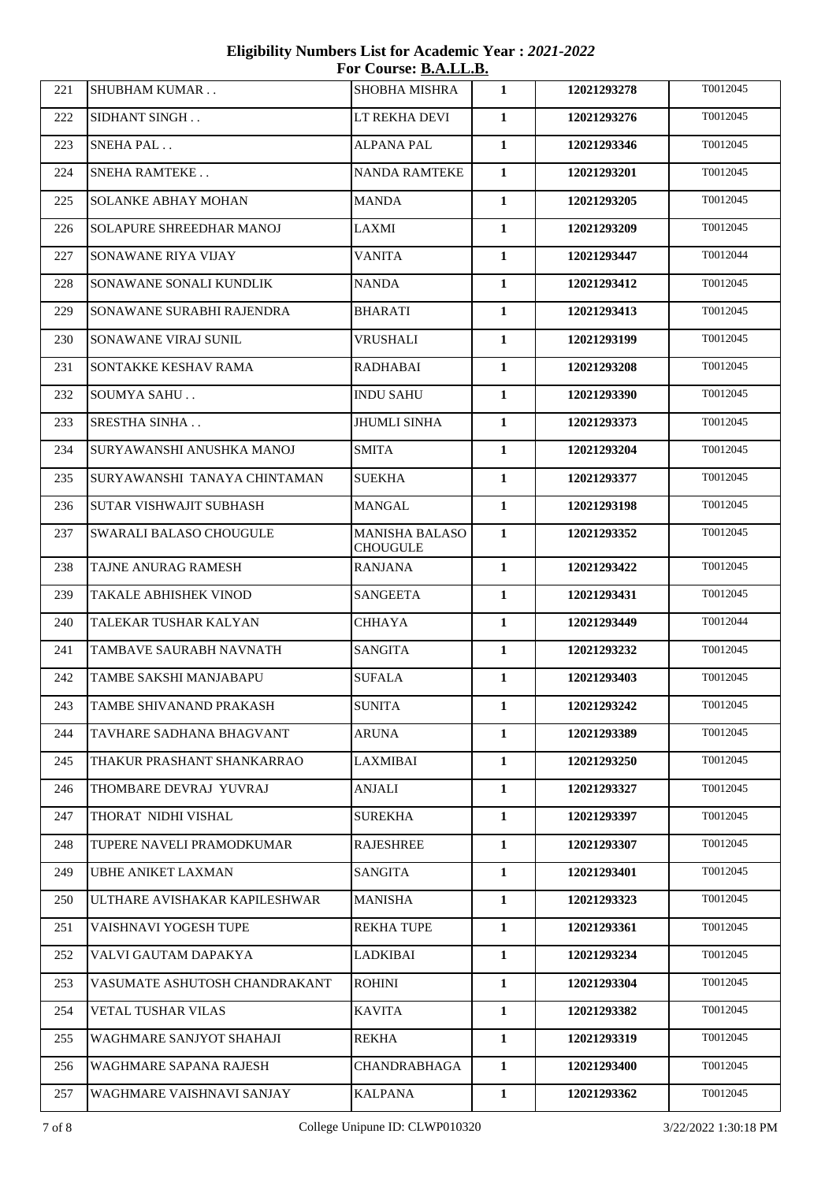**Eligibility Numbers List for Academic Year : *2021-2022***
**For Course: B.A.LL.B.**

| | | | | | |
|---|---|---|---|---|---|
| 221 | SHUBHAM KUMAR . . | SHOBHA MISHRA | 1 | 12021293278 | T0012045 |
| 222 | SIDHANT SINGH . . | LT REKHA DEVI | 1 | 12021293276 | T0012045 |
| 223 | SNEHA PAL . . | ALPANA PAL | 1 | 12021293346 | T0012045 |
| 224 | SNEHA RAMTEKE . . | NANDA RAMTEKE | 1 | 12021293201 | T0012045 |
| 225 | SOLANKE ABHAY MOHAN | MANDA | 1 | 12021293205 | T0012045 |
| 226 | SOLAPURE SHREEDHAR MANOJ | LAXMI | 1 | 12021293209 | T0012045 |
| 227 | SONAWANE RIYA VIJAY | VANITA | 1 | 12021293447 | T0012044 |
| 228 | SONAWANE SONALI KUNDLIK | NANDA | 1 | 12021293412 | T0012045 |
| 229 | SONAWANE SURABHI RAJENDRA | BHARATI | 1 | 12021293413 | T0012045 |
| 230 | SONAWANE VIRAJ SUNIL | VRUSHALI | 1 | 12021293199 | T0012045 |
| 231 | SONTAKKE KESHAV RAMA | RADHABAI | 1 | 12021293208 | T0012045 |
| 232 | SOUMYA SAHU . . | INDU SAHU | 1 | 12021293390 | T0012045 |
| 233 | SRESTHA SINHA . . | JHUMLI SINHA | 1 | 12021293373 | T0012045 |
| 234 | SURYAWANSHI ANUSHKA MANOJ | SMITA | 1 | 12021293204 | T0012045 |
| 235 | SURYAWANSHI TANAYA CHINTAMAN | SUEKHA | 1 | 12021293377 | T0012045 |
| 236 | SUTAR VISHWAJIT SUBHASH | MANGAL | 1 | 12021293198 | T0012045 |
| 237 | SWARALI BALASO CHOUGULE | MANISHA BALASO CHOUGULE | 1 | 12021293352 | T0012045 |
| 238 | TAJNE ANURAG RAMESH | RANJANA | 1 | 12021293422 | T0012045 |
| 239 | TAKALE ABHISHEK VINOD | SANGEETA | 1 | 12021293431 | T0012045 |
| 240 | TALEKAR TUSHAR KALYAN | CHHAYA | 1 | 12021293449 | T0012044 |
| 241 | TAMBAVE SAURABH NAVNATH | SANGITA | 1 | 12021293232 | T0012045 |
| 242 | TAMBE SAKSHI MANJABAPU | SUFALA | 1 | 12021293403 | T0012045 |
| 243 | TAMBE SHIVANAND PRAKASH | SUNITA | 1 | 12021293242 | T0012045 |
| 244 | TAVHARE SADHANA BHAGVANT | ARUNA | 1 | 12021293389 | T0012045 |
| 245 | THAKUR PRASHANT SHANKARRAO | LAXMIBAI | 1 | 12021293250 | T0012045 |
| 246 | THOMBARE DEVRAJ YUVRAJ | ANJALI | 1 | 12021293327 | T0012045 |
| 247 | THORAT NIDHI VISHAL | SUREKHA | 1 | 12021293397 | T0012045 |
| 248 | TUPERE NAVELI PRAMODKUMAR | RAJESHREE | 1 | 12021293307 | T0012045 |
| 249 | UBHE ANIKET LAXMAN | SANGITA | 1 | 12021293401 | T0012045 |
| 250 | ULTHARE AVISHAKAR KAPILESHWAR | MANISHA | 1 | 12021293323 | T0012045 |
| 251 | VAISHNAVI YOGESH TUPE | REKHA TUPE | 1 | 12021293361 | T0012045 |
| 252 | VALVI GAUTAM DAPAKYA | LADKIBAI | 1 | 12021293234 | T0012045 |
| 253 | VASUMATE ASHUTOSH CHANDRAKANT | ROHINI | 1 | 12021293304 | T0012045 |
| 254 | VETAL TUSHAR VILAS | KAVITA | 1 | 12021293382 | T0012045 |
| 255 | WAGHMARE SANJYOT SHAHAJI | REKHA | 1 | 12021293319 | T0012045 |
| 256 | WAGHMARE SAPANA RAJESH | CHANDRABHAGA | 1 | 12021293400 | T0012045 |
| 257 | WAGHMARE VAISHNAVI SANJAY | KALPANA | 1 | 12021293362 | T0012045 |

College Unipune ID: CLWP010320 3/22/2022 1:30:18 PM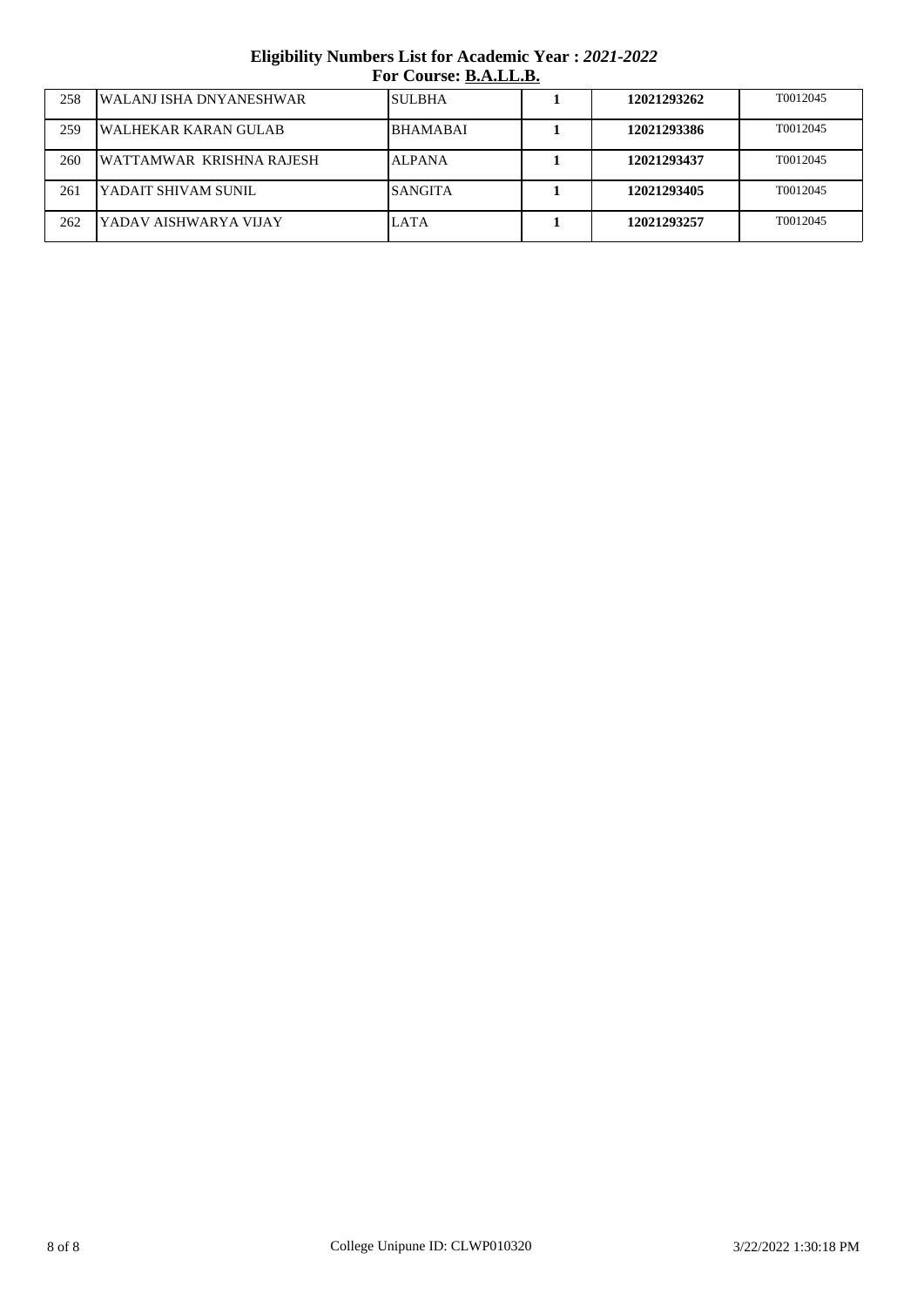**Eligibility Numbers List for Academic Year : *2021-2022***
**For Course: B.A.LL.B.**

| | | | | | |
|---|---|---|---|---|---|
| 258 | WALANJ ISHA DNYANESHWAR | SULBHA | **1** | **12021293262** | T0012045 |
| 259 | WALHEKAR KARAN GULAB | BHAMABAI | **1** | **12021293386** | T0012045 |
| 260 | WATTAMWAR KRISHNA RAJESH | ALPANA | **1** | **12021293437** | T0012045 |
| 261 | YADAIT SHIVAM SUNIL | SANGITA | **1** | **12021293405** | T0012045 |
| 262 | YADAV AISHWARYA VIJAY | LATA | **1** | **12021293257** | T0012045 |

College Unipune ID: CLWP010320

3/22/2022 1:30:18 PM